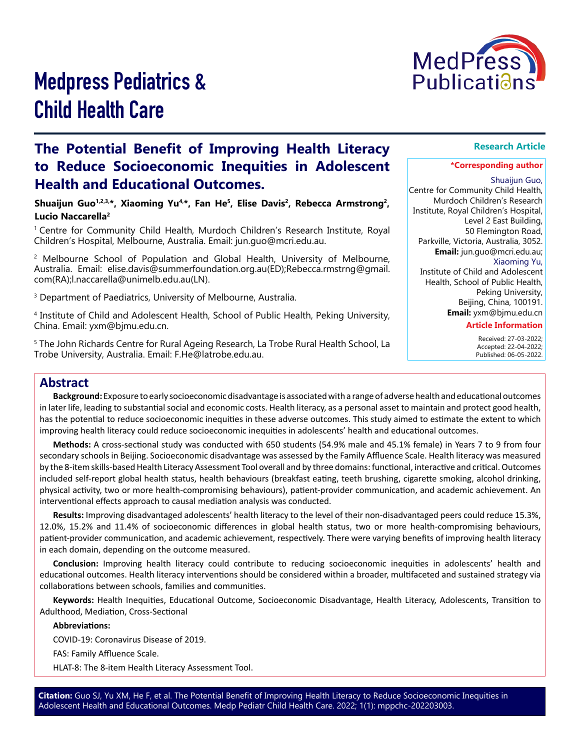Medpress Pediatrics & Child Health Care

Research Article

# The Potential Benefit of Improving Health Literacy to Reduce Socioeconomic Inequities in Adolescent Health and Educational Outcomes.

**Shuaijun Guo[1,2,3,*], Xiaoming Yu[4,*], Fan He[5], Elise Davis[2], Rebecca Armstrong[2], Lucio Naccarella[2]**

[1] Centre for Community Child Health, Murdoch Children's Research Institute, Royal Children's Hospital, Melbourne, Australia. Email: jun.guo@mcri.edu.au.

[2] Melbourne School of Population and Global Health, University of Melbourne, Australia. Email: elise.davis@summerfoundation.org.au(ED);Rebecca.rmstrng@gmail.com(RA);l.naccarella@unimelb.edu.au(LN).

[3] Department of Paediatrics, University of Melbourne, Australia.

[4] Institute of Child and Adolescent Health, School of Public Health, Peking University, China. Email: yxm@bjmu.edu.cn.

[5] The John Richards Centre for Rural Ageing Research, La Trobe Rural Health School, La Trobe University, Australia. Email: F.He@latrobe.edu.au.

**\*Corresponding author**

Shuaijun Guo,
Centre for Community Child Health, Murdoch Children's Research Institute, Royal Children's Hospital, Level 2 East Building, 50 Flemington Road, Parkville, Victoria, Australia, 3052.
**Email:** jun.guo@mcri.edu.au;
Xiaoming Yu,
Institute of Child and Adolescent Health, School of Public Health, Peking University, Beijing, China, 100191.
**Email:** yxm@bjmu.edu.cn

**Article Information**

Received: 27-03-2022;
Accepted: 22-04-2022;
Published: 06-05-2022.

## Abstract

**Background:** Exposure to early socioeconomic disadvantage is associated with a range of adverse health and educational outcomes in later life, leading to substantial social and economic costs. Health literacy, as a personal asset to maintain and protect good health, has the potential to reduce socioeconomic inequities in these adverse outcomes. This study aimed to estimate the extent to which improving health literacy could reduce socioeconomic inequities in adolescents' health and educational outcomes.

**Methods:** A cross-sectional study was conducted with 650 students (54.9% male and 45.1% female) in Years 7 to 9 from four secondary schools in Beijing. Socioeconomic disadvantage was assessed by the Family Affluence Scale. Health literacy was measured by the 8-item skills-based Health Literacy Assessment Tool overall and by three domains: functional, interactive and critical. Outcomes included self-report global health status, health behaviours (breakfast eating, teeth brushing, cigarette smoking, alcohol drinking, physical activity, two or more health-compromising behaviours), patient-provider communication, and academic achievement. An interventional effects approach to causal mediation analysis was conducted.

**Results:** Improving disadvantaged adolescents' health literacy to the level of their non-disadvantaged peers could reduce 15.3%, 12.0%, 15.2% and 11.4% of socioeconomic differences in global health status, two or more health-compromising behaviours, patient-provider communication, and academic achievement, respectively. There were varying benefits of improving health literacy in each domain, depending on the outcome measured.

**Conclusion:** Improving health literacy could contribute to reducing socioeconomic inequities in adolescents' health and educational outcomes. Health literacy interventions should be considered within a broader, multifaceted and sustained strategy via collaborations between schools, families and communities.

**Keywords:** Health Inequities, Educational Outcome, Socioeconomic Disadvantage, Health Literacy, Adolescents, Transition to Adulthood, Mediation, Cross-Sectional

**Abbreviations:**

COVID-19: Coronavirus Disease of 2019.

FAS: Family Affluence Scale.

HLAT-8: The 8-item Health Literacy Assessment Tool.

**Citation:** Guo SJ, Yu XM, He F, et al. The Potential Benefit of Improving Health Literacy to Reduce Socioeconomic Inequities in Adolescent Health and Educational Outcomes. Medp Pediatr Child Health Care. 2022; 1(1): mppchc-202203003.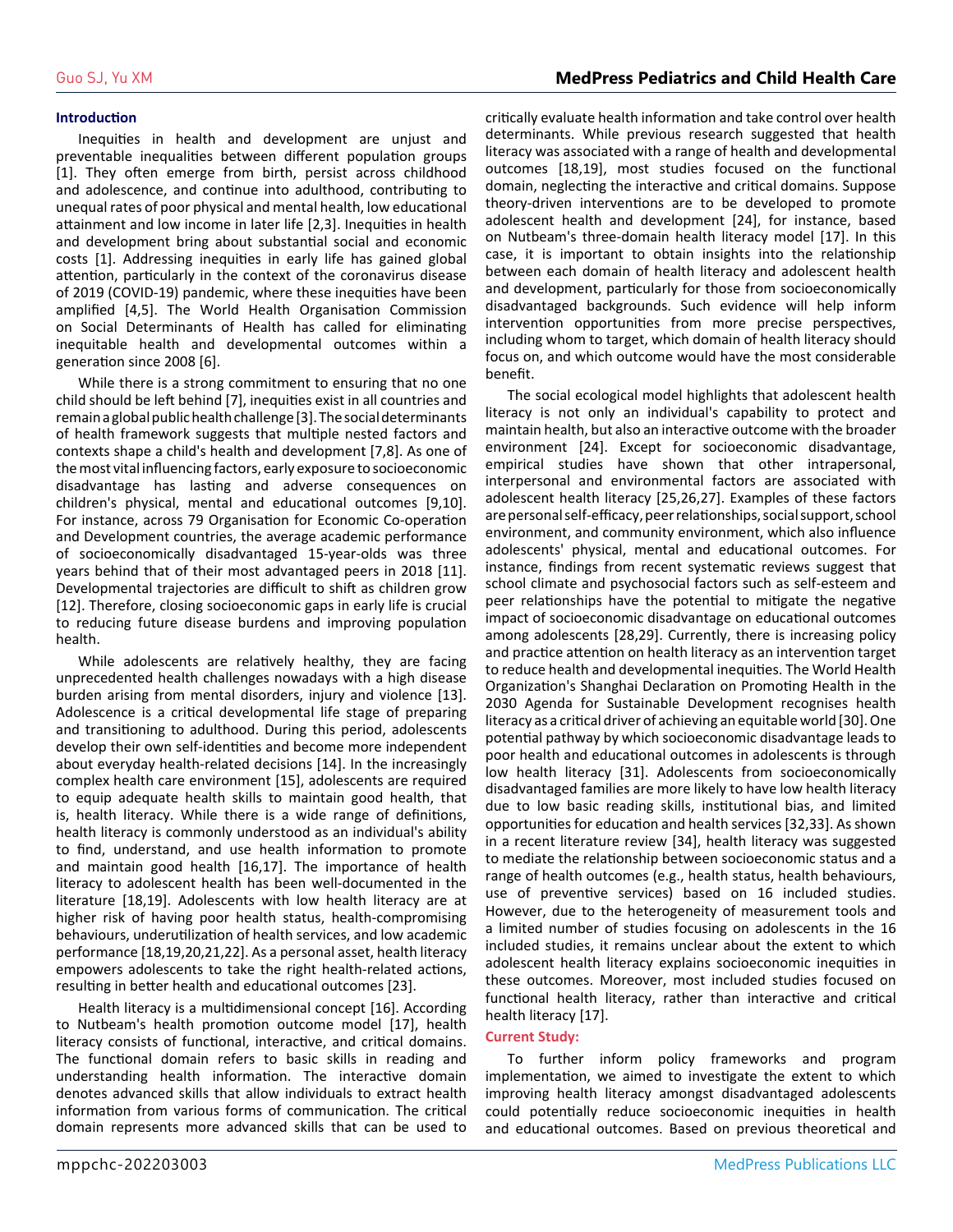## Introduction

Inequities in health and development are unjust and preventable inequalities between different population groups [1]. They often emerge from birth, persist across childhood and adolescence, and continue into adulthood, contributing to unequal rates of poor physical and mental health, low educational attainment and low income in later life [2,3]. Inequities in health and development bring about substantial social and economic costs [1]. Addressing inequities in early life has gained global attention, particularly in the context of the coronavirus disease of 2019 (COVID-19) pandemic, where these inequities have been amplified [4,5]. The World Health Organisation Commission on Social Determinants of Health has called for eliminating inequitable health and developmental outcomes within a generation since 2008 [6].

While there is a strong commitment to ensuring that no one child should be left behind [7], inequities exist in all countries and remain a global public health challenge [3]. The social determinants of health framework suggests that multiple nested factors and contexts shape a child's health and development [7,8]. As one of the most vital influencing factors, early exposure to socioeconomic disadvantage has lasting and adverse consequences on children's physical, mental and educational outcomes [9,10]. For instance, across 79 Organisation for Economic Co-operation and Development countries, the average academic performance of socioeconomically disadvantaged 15-year-olds was three years behind that of their most advantaged peers in 2018 [11]. Developmental trajectories are difficult to shift as children grow [12]. Therefore, closing socioeconomic gaps in early life is crucial to reducing future disease burdens and improving population health.

While adolescents are relatively healthy, they are facing unprecedented health challenges nowadays with a high disease burden arising from mental disorders, injury and violence [13]. Adolescence is a critical developmental life stage of preparing and transitioning to adulthood. During this period, adolescents develop their own self-identities and become more independent about everyday health-related decisions [14]. In the increasingly complex health care environment [15], adolescents are required to equip adequate health skills to maintain good health, that is, health literacy. While there is a wide range of definitions, health literacy is commonly understood as an individual's ability to find, understand, and use health information to promote and maintain good health [16,17]. The importance of health literacy to adolescent health has been well-documented in the literature [18,19]. Adolescents with low health literacy are at higher risk of having poor health status, health-compromising behaviours, underutilization of health services, and low academic performance [18,19,20,21,22]. As a personal asset, health literacy empowers adolescents to take the right health-related actions, resulting in better health and educational outcomes [23].

Health literacy is a multidimensional concept [16]. According to Nutbeam's health promotion outcome model [17], health literacy consists of functional, interactive, and critical domains. The functional domain refers to basic skills in reading and understanding health information. The interactive domain denotes advanced skills that allow individuals to extract health information from various forms of communication. The critical domain represents more advanced skills that can be used to critically evaluate health information and take control over health determinants. While previous research suggested that health literacy was associated with a range of health and developmental outcomes [18,19], most studies focused on the functional domain, neglecting the interactive and critical domains. Suppose theory-driven interventions are to be developed to promote adolescent health and development [24], for instance, based on Nutbeam's three-domain health literacy model [17]. In this case, it is important to obtain insights into the relationship between each domain of health literacy and adolescent health and development, particularly for those from socioeconomically disadvantaged backgrounds. Such evidence will help inform intervention opportunities from more precise perspectives, including whom to target, which domain of health literacy should focus on, and which outcome would have the most considerable benefit.

The social ecological model highlights that adolescent health literacy is not only an individual's capability to protect and maintain health, but also an interactive outcome with the broader environment [24]. Except for socioeconomic disadvantage, empirical studies have shown that other intrapersonal, interpersonal and environmental factors are associated with adolescent health literacy [25,26,27]. Examples of these factors are personal self-efficacy, peer relationships, social support, school environment, and community environment, which also influence adolescents' physical, mental and educational outcomes. For instance, findings from recent systematic reviews suggest that school climate and psychosocial factors such as self-esteem and peer relationships have the potential to mitigate the negative impact of socioeconomic disadvantage on educational outcomes among adolescents [28,29]. Currently, there is increasing policy and practice attention on health literacy as an intervention target to reduce health and developmental inequities. The World Health Organization's Shanghai Declaration on Promoting Health in the 2030 Agenda for Sustainable Development recognises health literacy as a critical driver of achieving an equitable world [30]. One potential pathway by which socioeconomic disadvantage leads to poor health and educational outcomes in adolescents is through low health literacy [31]. Adolescents from socioeconomically disadvantaged families are more likely to have low health literacy due to low basic reading skills, institutional bias, and limited opportunities for education and health services [32,33]. As shown in a recent literature review [34], health literacy was suggested to mediate the relationship between socioeconomic status and a range of health outcomes (e.g., health status, health behaviours, use of preventive services) based on 16 included studies. However, due to the heterogeneity of measurement tools and a limited number of studies focusing on adolescents in the 16 included studies, it remains unclear about the extent to which adolescent health literacy explains socioeconomic inequities in these outcomes. Moreover, most included studies focused on functional health literacy, rather than interactive and critical health literacy [17].

### Current Study:

To further inform policy frameworks and program implementation, we aimed to investigate the extent to which improving health literacy amongst disadvantaged adolescents could potentially reduce socioeconomic inequities in health and educational outcomes. Based on previous theoretical and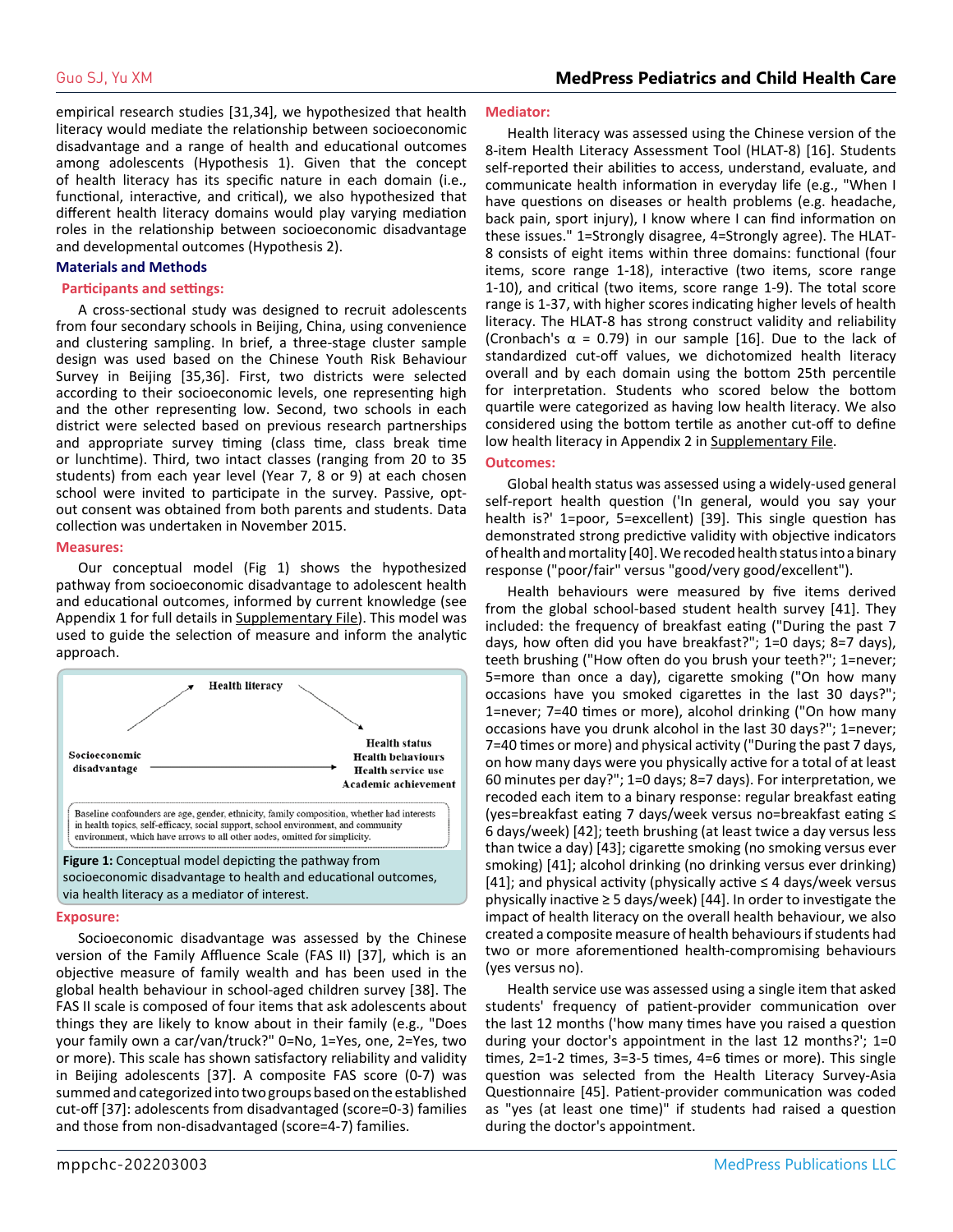empirical research studies [31,34], we hypothesized that health literacy would mediate the relationship between socioeconomic disadvantage and a range of health and educational outcomes among adolescents (Hypothesis 1). Given that the concept of health literacy has its specific nature in each domain (i.e., functional, interactive, and critical), we also hypothesized that different health literacy domains would play varying mediation roles in the relationship between socioeconomic disadvantage and developmental outcomes (Hypothesis 2).

## Materials and Methods

### Participants and settings:

A cross-sectional study was designed to recruit adolescents from four secondary schools in Beijing, China, using convenience and clustering sampling. In brief, a three-stage cluster sample design was used based on the Chinese Youth Risk Behaviour Survey in Beijing [35,36]. First, two districts were selected according to their socioeconomic levels, one representing high and the other representing low. Second, two schools in each district were selected based on previous research partnerships and appropriate survey timing (class time, class break time or lunchtime). Third, two intact classes (ranging from 20 to 35 students) from each year level (Year 7, 8 or 9) at each chosen school were invited to participate in the survey. Passive, opt-out consent was obtained from both parents and students. Data collection was undertaken in November 2015.

### Measures:

Our conceptual model (Fig 1) shows the hypothesized pathway from socioeconomic disadvantage to adolescent health and educational outcomes, informed by current knowledge (see Appendix 1 for full details in Supplementary File). This model was used to guide the selection of measure and inform the analytic approach.

Health literacy

Socioeconomic disadvantage → Health status, Health behaviours, Health service use, Academic achievement

Baseline confounders are age, gender, ethnicity, family composition, whether had interests in health topics, self-efficacy, social support, school environment, and community environment, which have arrows to all other nodes, omitted for simplicity.

**Figure 1:** Conceptual model depicting the pathway from socioeconomic disadvantage to health and educational outcomes, via health literacy as a mediator of interest.

### Exposure:

Socioeconomic disadvantage was assessed by the Chinese version of the Family Affluence Scale (FAS II) [37], which is an objective measure of family wealth and has been used in the global health behaviour in school-aged children survey [38]. The FAS II scale is composed of four items that ask adolescents about things they are likely to know about in their family (e.g., "Does your family own a car/van/truck?" 0=No, 1=Yes, one, 2=Yes, two or more). This scale has shown satisfactory reliability and validity in Beijing adolescents [37]. A composite FAS score (0-7) was summed and categorized into two groups based on the established cut-off [37]: adolescents from disadvantaged (score=0-3) families and those from non-disadvantaged (score=4-7) families.

### Mediator:

Health literacy was assessed using the Chinese version of the 8-item Health Literacy Assessment Tool (HLAT-8) [16]. Students self-reported their abilities to access, understand, evaluate, and communicate health information in everyday life (e.g., "When I have questions on diseases or health problems (e.g. headache, back pain, sport injury), I know where I can find information on these issues." 1=Strongly disagree, 4=Strongly agree). The HLAT-8 consists of eight items within three domains: functional (four items, score range 1-18), interactive (two items, score range 1-10), and critical (two items, score range 1-9). The total score range is 1-37, with higher scores indicating higher levels of health literacy. The HLAT-8 has strong construct validity and reliability (Cronbach's α = 0.79) in our sample [16]. Due to the lack of standardized cut-off values, we dichotomized health literacy overall and by each domain using the bottom 25th percentile for interpretation. Students who scored below the bottom quartile were categorized as having low health literacy. We also considered using the bottom tertile as another cut-off to define low health literacy in Appendix 2 in Supplementary File.

### Outcomes:

Global health status was assessed using a widely-used general self-report health question ('In general, would you say your health is?' 1=poor, 5=excellent) [39]. This single question has demonstrated strong predictive validity with objective indicators of health and mortality [40]. We recoded health status into a binary response ("poor/fair" versus "good/very good/excellent").

Health behaviours were measured by five items derived from the global school-based student health survey [41]. They included: the frequency of breakfast eating ("During the past 7 days, how often did you have breakfast?"; 1=0 days; 8=7 days), teeth brushing ("How often do you brush your teeth?"; 1=never; 5=more than once a day), cigarette smoking ("On how many occasions have you smoked cigarettes in the last 30 days?"; 1=never; 7=40 times or more), alcohol drinking ("On how many occasions have you drunk alcohol in the last 30 days?"; 1=never; 7=40 times or more) and physical activity ("During the past 7 days, on how many days were you physically active for a total of at least 60 minutes per day?"; 1=0 days; 8=7 days). For interpretation, we recoded each item to a binary response: regular breakfast eating (yes=breakfast eating 7 days/week versus no=breakfast eating ≤ 6 days/week) [42]; teeth brushing (at least twice a day versus less than twice a day) [43]; cigarette smoking (no smoking versus ever smoking) [41]; alcohol drinking (no drinking versus ever drinking) [41]; and physical activity (physically active ≤ 4 days/week versus physically inactive ≥ 5 days/week) [44]. In order to investigate the impact of health literacy on the overall health behaviour, we also created a composite measure of health behaviours if students had two or more aforementioned health-compromising behaviours (yes versus no).

Health service use was assessed using a single item that asked students' frequency of patient-provider communication over the last 12 months ('how many times have you raised a question during your doctor's appointment in the last 12 months?'; 1=0 times, 2=1-2 times, 3=3-5 times, 4=6 times or more). This single question was selected from the Health Literacy Survey-Asia Questionnaire [45]. Patient-provider communication was coded as "yes (at least one time)" if students had raised a question during the doctor's appointment.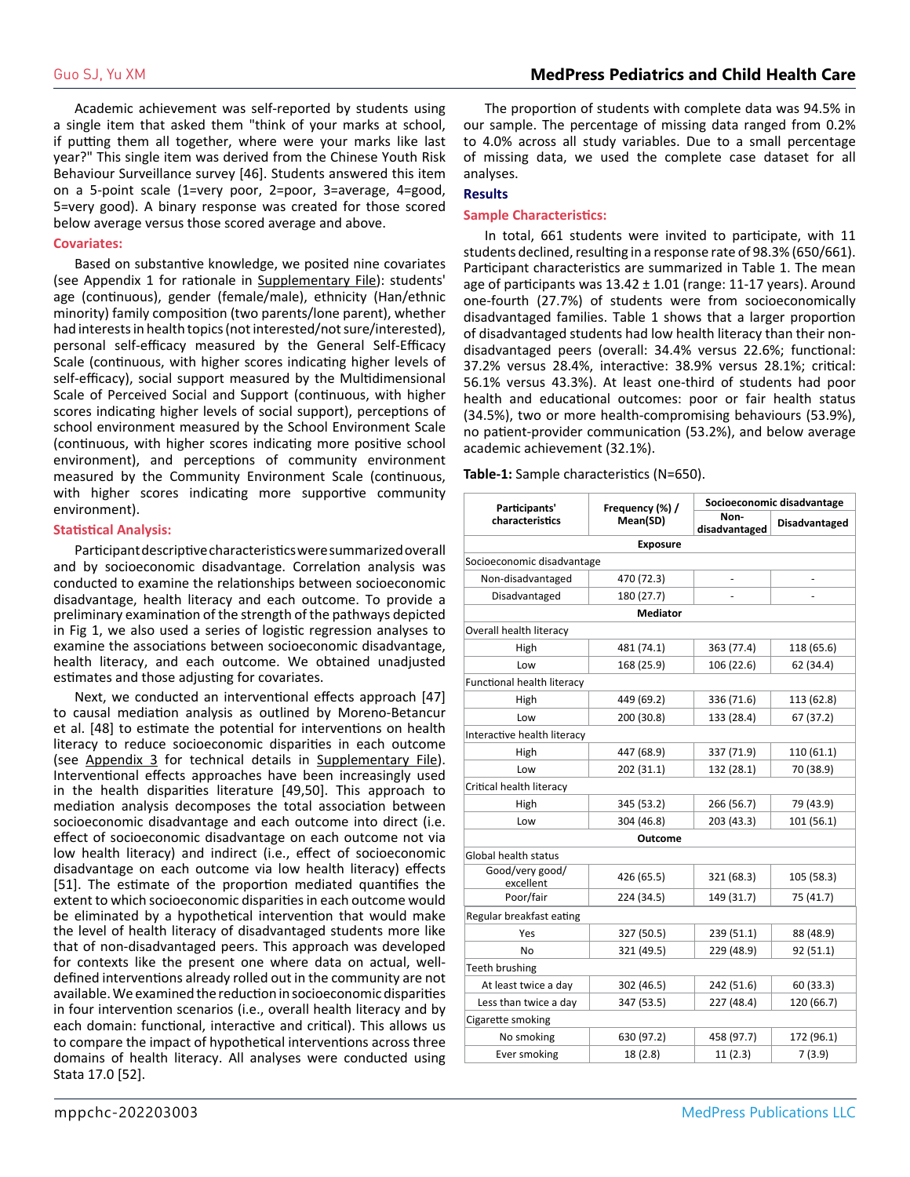Academic achievement was self-reported by students using a single item that asked them "think of your marks at school, if putting them all together, where were your marks like last year?" This single item was derived from the Chinese Youth Risk Behaviour Surveillance survey [46]. Students answered this item on a 5-point scale (1=very poor, 2=poor, 3=average, 4=good, 5=very good). A binary response was created for those scored below average versus those scored average and above.

### Covariates:

Based on substantive knowledge, we posited nine covariates (see Appendix 1 for rationale in Supplementary File): students' age (continuous), gender (female/male), ethnicity (Han/ethnic minority) family composition (two parents/lone parent), whether had interests in health topics (not interested/not sure/interested), personal self-efficacy measured by the General Self-Efficacy Scale (continuous, with higher scores indicating higher levels of self-efficacy), social support measured by the Multidimensional Scale of Perceived Social and Support (continuous, with higher scores indicating higher levels of social support), perceptions of school environment measured by the School Environment Scale (continuous, with higher scores indicating more positive school environment), and perceptions of community environment measured by the Community Environment Scale (continuous, with higher scores indicating more supportive community environment).

### Statistical Analysis:

Participant descriptive characteristics were summarized overall and by socioeconomic disadvantage. Correlation analysis was conducted to examine the relationships between socioeconomic disadvantage, health literacy and each outcome. To provide a preliminary examination of the strength of the pathways depicted in Fig 1, we also used a series of logistic regression analyses to examine the associations between socioeconomic disadvantage, health literacy, and each outcome. We obtained unadjusted estimates and those adjusting for covariates.

Next, we conducted an interventional effects approach [47] to causal mediation analysis as outlined by Moreno-Betancur et al. [48] to estimate the potential for interventions on health literacy to reduce socioeconomic disparities in each outcome (see Appendix 3 for technical details in Supplementary File). Interventional effects approaches have been increasingly used in the health disparities literature [49,50]. This approach to mediation analysis decomposes the total association between socioeconomic disadvantage and each outcome into direct (i.e. effect of socioeconomic disadvantage on each outcome not via low health literacy) and indirect (i.e., effect of socioeconomic disadvantage on each outcome via low health literacy) effects [51]. The estimate of the proportion mediated quantifies the extent to which socioeconomic disparities in each outcome would be eliminated by a hypothetical intervention that would make the level of health literacy of disadvantaged students more like that of non-disadvantaged peers. This approach was developed for contexts like the present one where data on actual, well-defined interventions already rolled out in the community are not available. We examined the reduction in socioeconomic disparities in four intervention scenarios (i.e., overall health literacy and by each domain: functional, interactive and critical). This allows us to compare the impact of hypothetical interventions across three domains of health literacy. All analyses were conducted using Stata 17.0 [52].

The proportion of students with complete data was 94.5% in our sample. The percentage of missing data ranged from 0.2% to 4.0% across all study variables. Due to a small percentage of missing data, we used the complete case dataset for all analyses.

## Results

### Sample Characteristics:

In total, 661 students were invited to participate, with 11 students declined, resulting in a response rate of 98.3% (650/661). Participant characteristics are summarized in Table 1. The mean age of participants was 13.42 ± 1.01 (range: 11-17 years). Around one-fourth (27.7%) of students were from socioeconomically disadvantaged families. Table 1 shows that a larger proportion of disadvantaged students had low health literacy than their non-disadvantaged peers (overall: 34.4% versus 22.6%; functional: 37.2% versus 28.4%, interactive: 38.9% versus 28.1%; critical: 56.1% versus 43.3%). At least one-third of students had poor health and educational outcomes: poor or fair health status (34.5%), two or more health-compromising behaviours (53.9%), no patient-provider communication (53.2%), and below average academic achievement (32.1%).

**Table-1:** Sample characteristics (N=650).

| Participants' characteristics | Frequency (%) / Mean(SD) | Socioeconomic disadvantage | |
|---|---|---|---|
| | | Non-disadvantaged | Disadvantaged |
| **Exposure** | | | |
| Socioeconomic disadvantage | | | |
| Non-disadvantaged | 470 (72.3) | - | - |
| Disadvantaged | 180 (27.7) | - | - |
| **Mediator** | | | |
| Overall health literacy | | | |
| High | 481 (74.1) | 363 (77.4) | 118 (65.6) |
| Low | 168 (25.9) | 106 (22.6) | 62 (34.4) |
| Functional health literacy | | | |
| High | 449 (69.2) | 336 (71.6) | 113 (62.8) |
| Low | 200 (30.8) | 133 (28.4) | 67 (37.2) |
| Interactive health literacy | | | |
| High | 447 (68.9) | 337 (71.9) | 110 (61.1) |
| Low | 202 (31.1) | 132 (28.1) | 70 (38.9) |
| Critical health literacy | | | |
| High | 345 (53.2) | 266 (56.7) | 79 (43.9) |
| Low | 304 (46.8) | 203 (43.3) | 101 (56.1) |
| **Outcome** | | | |
| Global health status | | | |
| Good/very good/ excellent | 426 (65.5) | 321 (68.3) | 105 (58.3) |
| Poor/fair | 224 (34.5) | 149 (31.7) | 75 (41.7) |
| Regular breakfast eating | | | |
| Yes | 327 (50.5) | 239 (51.1) | 88 (48.9) |
| No | 321 (49.5) | 229 (48.9) | 92 (51.1) |
| Teeth brushing | | | |
| At least twice a day | 302 (46.5) | 242 (51.6) | 60 (33.3) |
| Less than twice a day | 347 (53.5) | 227 (48.4) | 120 (66.7) |
| Cigarette smoking | | | |
| No smoking | 630 (97.2) | 458 (97.7) | 172 (96.1) |
| Ever smoking | 18 (2.8) | 11 (2.3) | 7 (3.9) |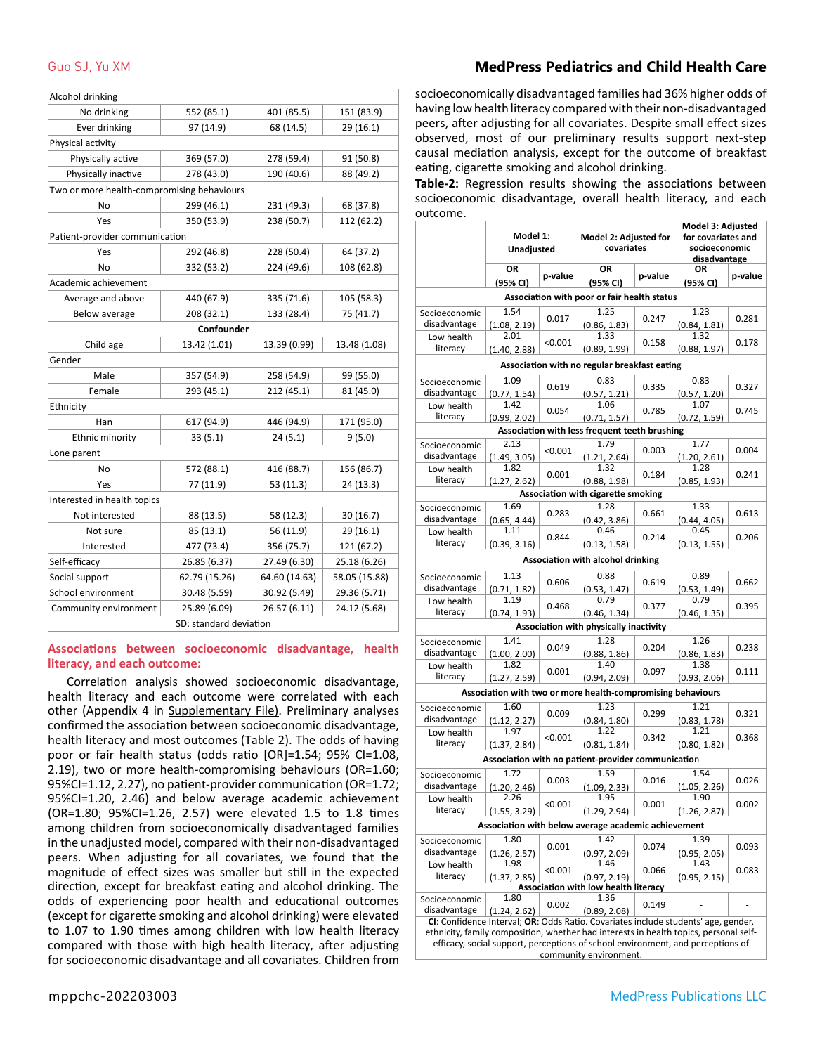| | | | |
|---|---|---|---|
| Alcohol drinking | | | |
| No drinking | 552 (85.1) | 401 (85.5) | 151 (83.9) |
| Ever drinking | 97 (14.9) | 68 (14.5) | 29 (16.1) |
| Physical activity | | | |
| Physically active | 369 (57.0) | 278 (59.4) | 91 (50.8) |
| Physically inactive | 278 (43.0) | 190 (40.6) | 88 (49.2) |
| Two or more health-compromising behaviours | | | |
| No | 299 (46.1) | 231 (49.3) | 68 (37.8) |
| Yes | 350 (53.9) | 238 (50.7) | 112 (62.2) |
| Patient-provider communication | | | |
| Yes | 292 (46.8) | 228 (50.4) | 64 (37.2) |
| No | 332 (53.2) | 224 (49.6) | 108 (62.8) |
| Academic achievement | | | |
| Average and above | 440 (67.9) | 335 (71.6) | 105 (58.3) |
| Below average | 208 (32.1) | 133 (28.4) | 75 (41.7) |
| **Confounder** | | | |
| Child age | 13.42 (1.01) | 13.39 (0.99) | 13.48 (1.08) |
| Gender | | | |
| Male | 357 (54.9) | 258 (54.9) | 99 (55.0) |
| Female | 293 (45.1) | 212 (45.1) | 81 (45.0) |
| Ethnicity | | | |
| Han | 617 (94.9) | 446 (94.9) | 171 (95.0) |
| Ethnic minority | 33 (5.1) | 24 (5.1) | 9 (5.0) |
| Lone parent | | | |
| No | 572 (88.1) | 416 (88.7) | 156 (86.7) |
| Yes | 77 (11.9) | 53 (11.3) | 24 (13.3) |
| Interested in health topics | | | |
| Not interested | 88 (13.5) | 58 (12.3) | 30 (16.7) |
| Not sure | 85 (13.1) | 56 (11.9) | 29 (16.1) |
| Interested | 477 (73.4) | 356 (75.7) | 121 (67.2) |
| Self-efficacy | 26.85 (6.37) | 27.49 (6.30) | 25.18 (6.26) |
| Social support | 62.79 (15.26) | 64.60 (14.63) | 58.05 (15.88) |
| School environment | 30.48 (5.59) | 30.92 (5.49) | 29.36 (5.71) |
| Community environment | 25.89 (6.09) | 26.57 (6.11) | 24.12 (5.68) |

SD: standard deviation

## Associations between socioeconomic disadvantage, health literacy, and each outcome:

Correlation analysis showed socioeconomic disadvantage, health literacy and each outcome were correlated with each other (Appendix 4 in Supplementary File). Preliminary analyses confirmed the association between socioeconomic disadvantage, health literacy and most outcomes (Table 2). The odds of having poor or fair health status (odds ratio [OR]=1.54; 95% CI=1.08, 2.19), two or more health-compromising behaviours (OR=1.60; 95%CI=1.12, 2.27), no patient-provider communication (OR=1.72; 95%CI=1.20, 2.46) and below average academic achievement (OR=1.80; 95%CI=1.26, 2.57) were elevated 1.5 to 1.8 times among children from socioeconomically disadvantaged families in the unadjusted model, compared with their non-disadvantaged peers. When adjusting for all covariates, we found that the magnitude of effect sizes was smaller but still in the expected direction, except for breakfast eating and alcohol drinking. The odds of experiencing poor health and educational outcomes (except for cigarette smoking and alcohol drinking) were elevated to 1.07 to 1.90 times among children with low health literacy compared with those with high health literacy, after adjusting for socioeconomic disadvantage and all covariates. Children from socioeconomically disadvantaged families had 36% higher odds of having low health literacy compared with their non-disadvantaged peers, after adjusting for all covariates. Despite small effect sizes observed, most of our preliminary results support next-step causal mediation analysis, except for the outcome of breakfast eating, cigarette smoking and alcohol drinking.

**Table-2:** Regression results showing the associations between socioeconomic disadvantage, overall health literacy, and each outcome.

| | Model 1: Unadjusted | | Model 2: Adjusted for covariates | | Model 3: Adjusted for covariates and socioeconomic disadvantage | |
|---|---|---|---|---|---|---|
| | OR (95% CI) | p-value | OR (95% CI) | p-value | OR (95% CI) | p-value |
| **Association with poor or fair health status** | | | | | | |
| Socioeconomic disadvantage | 1.54 (1.08, 2.19) | 0.017 | 1.25 (0.86, 1.83) | 0.247 | 1.23 (0.84, 1.81) | 0.281 |
| Low health literacy | 2.01 (1.40, 2.88) | <0.001 | 1.33 (0.89, 1.99) | 0.158 | 1.32 (0.88, 1.97) | 0.178 |
| **Association with no regular breakfast eating** | | | | | | |
| Socioeconomic disadvantage | 1.09 (0.77, 1.54) | 0.619 | 0.83 (0.57, 1.21) | 0.335 | 0.83 (0.57, 1.20) | 0.327 |
| Low health literacy | 1.42 (0.99, 2.02) | 0.054 | 1.06 (0.71, 1.57) | 0.785 | 1.07 (0.72, 1.59) | 0.745 |
| **Association with less frequent teeth brushing** | | | | | | |
| Socioeconomic disadvantage | 2.13 (1.49, 3.05) | <0.001 | 1.79 (1.21, 2.64) | 0.003 | 1.77 (1.20, 2.61) | 0.004 |
| Low health literacy | 1.82 (1.27, 2.62) | 0.001 | 1.32 (0.88, 1.98) | 0.184 | 1.28 (0.85, 1.93) | 0.241 |
| **Association with cigarette smoking** | | | | | | |
| Socioeconomic disadvantage | 1.69 (0.65, 4.44) | 0.283 | 1.28 (0.42, 3.86) | 0.661 | 1.33 (0.44, 4.05) | 0.613 |
| Low health literacy | 1.11 (0.39, 3.16) | 0.844 | 0.46 (0.13, 1.58) | 0.214 | 0.45 (0.13, 1.55) | 0.206 |
| **Association with alcohol drinking** | | | | | | |
| Socioeconomic disadvantage | 1.13 (0.71, 1.82) | 0.606 | 0.88 (0.53, 1.47) | 0.619 | 0.89 (0.53, 1.49) | 0.662 |
| Low health literacy | 1.19 (0.74, 1.93) | 0.468 | 0.79 (0.46, 1.34) | 0.377 | 0.79 (0.46, 1.35) | 0.395 |
| **Association with physically inactivity** | | | | | | |
| Socioeconomic disadvantage | 1.41 (1.00, 2.00) | 0.049 | 1.28 (0.88, 1.86) | 0.204 | 1.26 (0.86, 1.83) | 0.238 |
| Low health literacy | 1.82 (1.27, 2.59) | 0.001 | 1.40 (0.94, 2.09) | 0.097 | 1.38 (0.93, 2.06) | 0.111 |
| **Association with two or more health-compromising behaviours** | | | | | | |
| Socioeconomic disadvantage | 1.60 (1.12, 2.27) | 0.009 | 1.23 (0.84, 1.80) | 0.299 | 1.21 (0.83, 1.78) | 0.321 |
| Low health literacy | 1.97 (1.37, 2.84) | <0.001 | 1.22 (0.81, 1.84) | 0.342 | 1.21 (0.80, 1.82) | 0.368 |
| **Association with no patient-provider communication** | | | | | | |
| Socioeconomic disadvantage | 1.72 (1.20, 2.46) | 0.003 | 1.59 (1.09, 2.33) | 0.016 | 1.54 (1.05, 2.26) | 0.026 |
| Low health literacy | 2.26 (1.55, 3.29) | <0.001 | 1.95 (1.29, 2.94) | 0.001 | 1.90 (1.26, 2.87) | 0.002 |
| **Association with below average academic achievement** | | | | | | |
| Socioeconomic disadvantage | 1.80 (1.26, 2.57) | 0.001 | 1.42 (0.97, 2.09) | 0.074 | 1.39 (0.95, 2.05) | 0.093 |
| Low health literacy | 1.98 (1.37, 2.85) | <0.001 | 1.46 (0.97, 2.19) | 0.066 | 1.43 (0.95, 2.15) | 0.083 |
| **Association with low health literacy** | | | | | | |
| Socioeconomic disadvantage | 1.80 (1.24, 2.62) | 0.002 | 1.36 (0.89, 2.08) | 0.149 | - | - |

**CI**: Confidence Interval; **OR**: Odds Ratio. Covariates include students' age, gender, ethnicity, family composition, whether had interests in health topics, personal self-efficacy, social support, perceptions of school environment, and perceptions of community environment.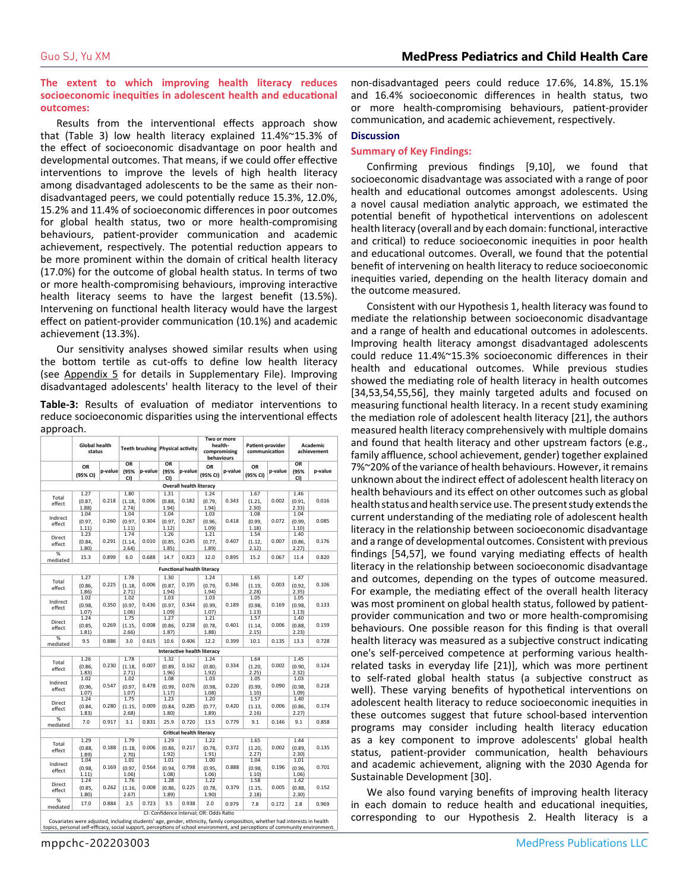### The extent to which improving health literacy reduces socioeconomic inequities in adolescent health and educational outcomes:

Results from the interventional effects approach show that (Table 3) low health literacy explained 11.4%~15.3% of the effect of socioeconomic disadvantage on poor health and developmental outcomes. That means, if we could offer effective interventions to improve the levels of high health literacy among disadvantaged adolescents to be the same as their non-disadvantaged peers, we could potentially reduce 15.3%, 12.0%, 15.2% and 11.4% of socioeconomic differences in poor outcomes for global health status, two or more health-compromising behaviours, patient-provider communication and academic achievement, respectively. The potential reduction appears to be more prominent within the domain of critical health literacy (17.0%) for the outcome of global health status. In terms of two or more health-compromising behaviours, improving interactive health literacy seems to have the largest benefit (13.5%). Intervening on functional health literacy would have the largest effect on patient-provider communication (10.1%) and academic achievement (13.3%).

Our sensitivity analyses showed similar results when using the bottom tertile as cut-offs to define low health literacy (see Appendix 5 for details in Supplementary File). Improving disadvantaged adolescents' health literacy to the level of their non-disadvantaged peers could reduce 17.6%, 14.8%, 15.1% and 16.4% socioeconomic differences in health status, two or more health-compromising behaviours, patient-provider communication, and academic achievement, respectively.

**Table-3:** Results of evaluation of mediator interventions to reduce socioeconomic disparities using the interventional effects approach.

| | Global health status | | Teeth brushing | | Physical activity | | Two or more health-compromising behaviours | | Patient-provider communication | | Academic achievement | |
|---|---|---|---|---|---|---|---|---|---|---|---|---|
| | OR (95% CI) | p-value | OR (95% CI) | p-value | OR (95% CI) | p-value | OR (95% CI) | p-value | OR (95% CI) | p-value | OR (95% CI) | p-value |
| **Overall health literacy** | | | | | | | | | | | | |
| Total effect | 1.27 (0.87, 1.88) | 0.218 | 1.80 (1.18, 2.74) | 0.006 | 1.31 (0.88, 1.94) | 0.182 | 1.24 (0.79, 1.94) | 0.343 | 1.67 (1.21, 2.30) | 0.002 | 1.46 (0.91, 2.33) | 0.016 |
| Indirect effect | 1.04 (0.97, 1.11) | 0.260 | 1.04 (0.97, 1.11) | 0.304 | 1.04 (0.97, 1.12) | 0.267 | 1.03 (0.96, 1.09) | 0.418 | 1.08 (0.99, 1.18) | 0.072 | 1.04 (0.99, 1.10) | 0.085 |
| Direct effect | 1.23 (0.84, 1.80) | 0.291 | 1.74 (1.14, 2.64) | 0.010 | 1.26 (0.85, 1.85) | 0.245 | 1.21 (0.77, 1.89) | 0.407 | 1.54 (1.12, 2.12) | 0.007 | 1.40 (0.86, 2.27) | 0.176 |
| % mediated | 15.3 | 0.899 | 6.0 | 0.688 | 14.7 | 0.823 | 12.0 | 0.895 | 15.2 | 0.067 | 11.4 | 0.820 |
| **Functional health literacy** | | | | | | | | | | | | |
| Total effect | 1.27 (0.86, 1.86) | 0.225 | 1.78 (1.18, 2.71) | 0.006 | 1.30 (0.87, 1.94) | 0.195 | 1.24 (0.79, 1.94) | 0.346 | 1.65 (1.19, 2.28) | 0.003 | 1.47 (0.92, 2.35) | 0.106 |
| Indirect effect | 1.02 (0.98, 1.07) | 0.350 | 1.02 (0.97, 1.06) | 0.436 | 1.03 (0.97, 1.09) | 0.344 | 1.03 (0.99, 1.07) | 0.189 | 1.05 (0.98, 1.13) | 0.169 | 1.05 (0.98, 1.13) | 0.133 |
| Direct effect | 1.24 (0.85, 1.81) | 0.269 | 1.75 (1.15, 2.66) | 0.008 | 1.27 (0.86, 1.87) | 0.238 | 1.21 (0.78, 1.88) | 0.401 | 1.57 (1.14, 2.15) | 0.006 | 1.40 (0.88, 2.23) | 0.159 |
| % mediated | 9.5 | 0.886 | 3.0 | 0.615 | 10.6 | 0.406 | 12.2 | 0.399 | 10.1 | 0.135 | 13.3 | 0.728 |
| **Interactive health literacy** | | | | | | | | | | | | |
| Total effect | 1.26 (0.86, 1.83) | 0.230 | 1.78 (1.18, 2.71) | 0.007 | 1.32 (0.89, 1.96) | 0.162 | 1.24 (0.80, 1.92) | 0.334 | 1.64 (1.20, 2.25) | 0.002 | 1.45 (0.90, 2.32) | 0.124 |
| Indirect effect | 1.02 (0.96, 1.07) | 0.547 | 1.02 (0.97, 1.07) | 0.478 | 1.08 (0.99, 1.17) | 0.076 | 1.03 (0.98, 1.08) | 0.220 | 1.05 (0.99, 1.10) | 0.090 | 1.03 (0.98, 1.09) | 0.218 |
| Direct effect | 1.24 (0.84, 1.83) | 0.280 | 1.75 (1.15, 2.68) | 0.009 | 1.23 (0.84, 1.80) | 0.285 | 1.20 (0.77, 1.89) | 0.420 | 1.57 (1.13, 2.16) | 0.006 | 1.40 (0.86, 2.27) | 0.174 |
| % mediated | 7.0 | 0.917 | 3.1 | 0.831 | 25.9 | 0.720 | 13.5 | 0.779 | 9.1 | 0.146 | 9.1 | 0.858 |
| **Critical health literacy** | | | | | | | | | | | | |
| Total effect | 1.29 (0.88, 1.89) | 0.188 | 1.79 (1.18, 2.70) | 0.006 | 1.29 (0.86, 1.92) | 0.217 | 1.22 (0.78, 1.91) | 0.372 | 1.65 (1.20, 2.27) | 0.002 | 1.44 (0.89, 2.30) | 0.135 |
| Indirect effect | 1.04 (0.98, 1.11) | 0.169 | 1.01 (0.97, 1.06) | 0.564 | 1.01 (0.94, 1.08) | 0.798 | 1.00 (0.95, 1.06) | 0.888 | 1.04 (0.98, 1.10) | 0.196 | 1.01 (0.96, 1.06) | 0.701 |
| Direct effect | 1.24 (0.85, 1.80) | 0.262 | 1.76 (1.16, 2.67) | 0.008 | 1.28 (0.86, 1.89) | 0.225 | 1.22 (0.78, 1.90) | 0.379 | 1.58 (1.15, 2.18) | 0.005 | 1.42 (0.88, 2.30) | 0.152 |
| % mediated | 17.0 | 0.884 | 2.5 | 0.723 | 3.5 | 0.938 | 2.0 | 0.979 | 7.8 | 0.172 | 2.8 | 0.969 |

CI: Confidence Interval; OR: Odds Ratio

Covariates were adjusted, including students' age, gender, ethnicity, family composition, whether had interests in health topics, personal self-efficacy, social support, perceptions of school environment, and perceptions of community environment.

## Discussion

### Summary of Key Findings:

Confirming previous findings [9,10], we found that socioeconomic disadvantage was associated with a range of poor health and educational outcomes amongst adolescents. Using a novel causal mediation analytic approach, we estimated the potential benefit of hypothetical interventions on adolescent health literacy (overall and by each domain: functional, interactive and critical) to reduce socioeconomic inequities in poor health and educational outcomes. Overall, we found that the potential benefit of intervening on health literacy to reduce socioeconomic inequities varied, depending on the health literacy domain and the outcome measured.

Consistent with our Hypothesis 1, health literacy was found to mediate the relationship between socioeconomic disadvantage and a range of health and educational outcomes in adolescents. Improving health literacy amongst disadvantaged adolescents could reduce 11.4%~15.3% socioeconomic differences in their health and educational outcomes. While previous studies showed the mediating role of health literacy in health outcomes [34,53,54,55,56], they mainly targeted adults and focused on measuring functional health literacy. In a recent study examining the mediation role of adolescent health literacy [21], the authors measured health literacy comprehensively with multiple domains and found that health literacy and other upstream factors (e.g., family affluence, school achievement, gender) together explained 7%~20% of the variance of health behaviours. However, it remains unknown about the indirect effect of adolescent health literacy on health behaviours and its effect on other outcomes such as global health status and health service use. The present study extends the current understanding of the mediating role of adolescent health literacy in the relationship between socioeconomic disadvantage and a range of developmental outcomes. Consistent with previous findings [54,57], we found varying mediating effects of health literacy in the relationship between socioeconomic disadvantage and outcomes, depending on the types of outcome measured. For example, the mediating effect of the overall health literacy was most prominent on global health status, followed by patient-provider communication and two or more health-compromising behaviours. One possible reason for this finding is that overall health literacy was measured as a subjective construct indicating one's self-perceived competence at performing various health-related tasks in everyday life [21)], which was more pertinent to self-rated global health status (a subjective construct as well). These varying benefits of hypothetical interventions on adolescent health literacy to reduce socioeconomic inequities in these outcomes suggest that future school-based intervention programs may consider including health literacy education as a key component to improve adolescents' global health status, patient-provider communication, health behaviours and academic achievement, aligning with the 2030 Agenda for Sustainable Development [30].

We also found varying benefits of improving health literacy in each domain to reduce health and educational inequities, corresponding to our Hypothesis 2. Health literacy is a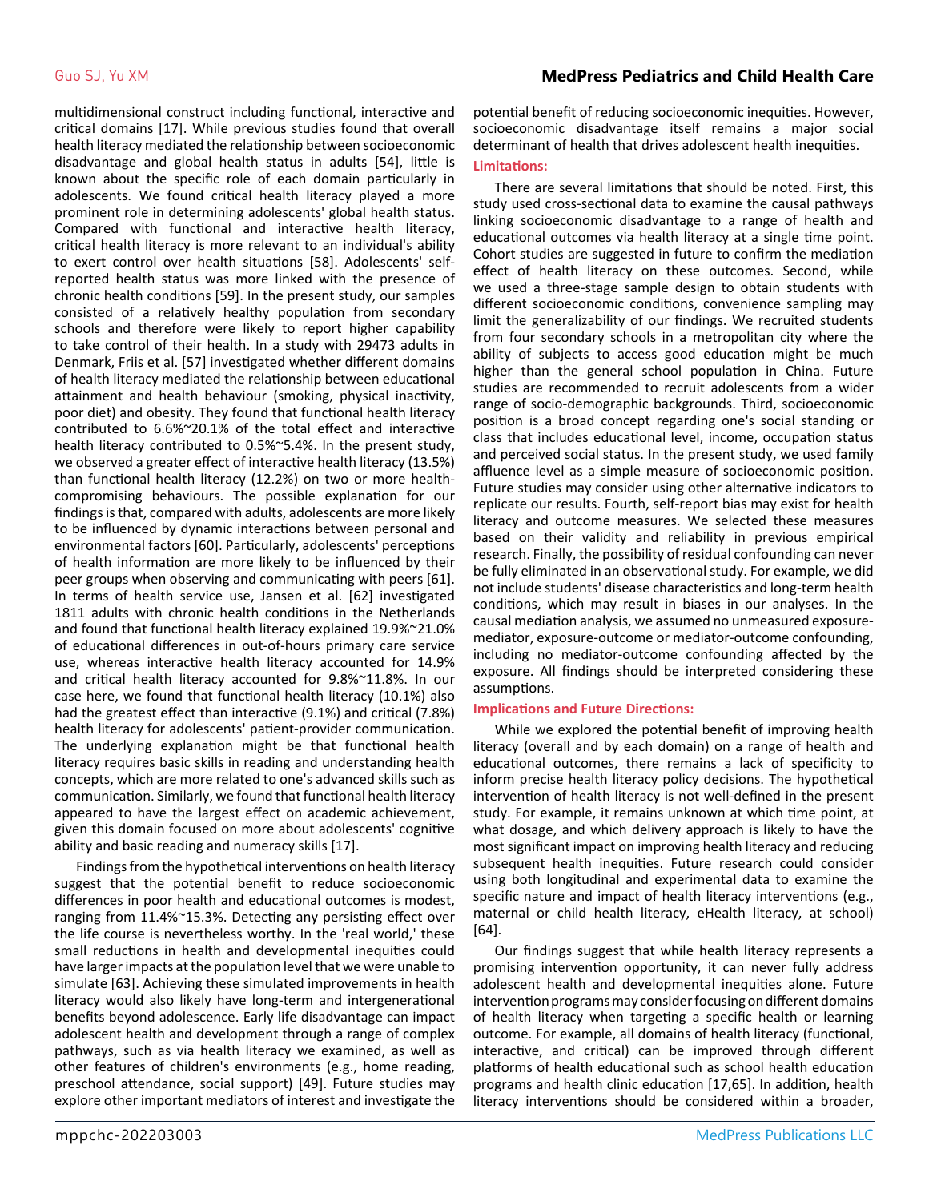multidimensional construct including functional, interactive and critical domains [17]. While previous studies found that overall health literacy mediated the relationship between socioeconomic disadvantage and global health status in adults [54], little is known about the specific role of each domain particularly in adolescents. We found critical health literacy played a more prominent role in determining adolescents' global health status. Compared with functional and interactive health literacy, critical health literacy is more relevant to an individual's ability to exert control over health situations [58]. Adolescents' self-reported health status was more linked with the presence of chronic health conditions [59]. In the present study, our samples consisted of a relatively healthy population from secondary schools and therefore were likely to report higher capability to take control of their health. In a study with 29473 adults in Denmark, Friis et al. [57] investigated whether different domains of health literacy mediated the relationship between educational attainment and health behaviour (smoking, physical inactivity, poor diet) and obesity. They found that functional health literacy contributed to 6.6%~20.1% of the total effect and interactive health literacy contributed to 0.5%~5.4%. In the present study, we observed a greater effect of interactive health literacy (13.5%) than functional health literacy (12.2%) on two or more health-compromising behaviours. The possible explanation for our findings is that, compared with adults, adolescents are more likely to be influenced by dynamic interactions between personal and environmental factors [60]. Particularly, adolescents' perceptions of health information are more likely to be influenced by their peer groups when observing and communicating with peers [61]. In terms of health service use, Jansen et al. [62] investigated 1811 adults with chronic health conditions in the Netherlands and found that functional health literacy explained 19.9%~21.0% of educational differences in out-of-hours primary care service use, whereas interactive health literacy accounted for 14.9% and critical health literacy accounted for 9.8%~11.8%. In our case here, we found that functional health literacy (10.1%) also had the greatest effect than interactive (9.1%) and critical (7.8%) health literacy for adolescents' patient-provider communication. The underlying explanation might be that functional health literacy requires basic skills in reading and understanding health concepts, which are more related to one's advanced skills such as communication. Similarly, we found that functional health literacy appeared to have the largest effect on academic achievement, given this domain focused on more about adolescents' cognitive ability and basic reading and numeracy skills [17].

Findings from the hypothetical interventions on health literacy suggest that the potential benefit to reduce socioeconomic differences in poor health and educational outcomes is modest, ranging from 11.4%~15.3%. Detecting any persisting effect over the life course is nevertheless worthy. In the 'real world,' these small reductions in health and developmental inequities could have larger impacts at the population level that we were unable to simulate [63]. Achieving these simulated improvements in health literacy would also likely have long-term and intergenerational benefits beyond adolescence. Early life disadvantage can impact adolescent health and development through a range of complex pathways, such as via health literacy we examined, as well as other features of children's environments (e.g., home reading, preschool attendance, social support) [49]. Future studies may explore other important mediators of interest and investigate the potential benefit of reducing socioeconomic inequities. However, socioeconomic disadvantage itself remains a major social determinant of health that drives adolescent health inequities.

### Limitations:

There are several limitations that should be noted. First, this study used cross-sectional data to examine the causal pathways linking socioeconomic disadvantage to a range of health and educational outcomes via health literacy at a single time point. Cohort studies are suggested in future to confirm the mediation effect of health literacy on these outcomes. Second, while we used a three-stage sample design to obtain students with different socioeconomic conditions, convenience sampling may limit the generalizability of our findings. We recruited students from four secondary schools in a metropolitan city where the ability of subjects to access good education might be much higher than the general school population in China. Future studies are recommended to recruit adolescents from a wider range of socio-demographic backgrounds. Third, socioeconomic position is a broad concept regarding one's social standing or class that includes educational level, income, occupation status and perceived social status. In the present study, we used family affluence level as a simple measure of socioeconomic position. Future studies may consider using other alternative indicators to replicate our results. Fourth, self-report bias may exist for health literacy and outcome measures. We selected these measures based on their validity and reliability in previous empirical research. Finally, the possibility of residual confounding can never be fully eliminated in an observational study. For example, we did not include students' disease characteristics and long-term health conditions, which may result in biases in our analyses. In the causal mediation analysis, we assumed no unmeasured exposure-mediator, exposure-outcome or mediator-outcome confounding, including no mediator-outcome confounding affected by the exposure. All findings should be interpreted considering these assumptions.

### Implications and Future Directions:

While we explored the potential benefit of improving health literacy (overall and by each domain) on a range of health and educational outcomes, there remains a lack of specificity to inform precise health literacy policy decisions. The hypothetical intervention of health literacy is not well-defined in the present study. For example, it remains unknown at which time point, at what dosage, and which delivery approach is likely to have the most significant impact on improving health literacy and reducing subsequent health inequities. Future research could consider using both longitudinal and experimental data to examine the specific nature and impact of health literacy interventions (e.g., maternal or child health literacy, eHealth literacy, at school) [64].

Our findings suggest that while health literacy represents a promising intervention opportunity, it can never fully address adolescent health and developmental inequities alone. Future intervention programs may consider focusing on different domains of health literacy when targeting a specific health or learning outcome. For example, all domains of health literacy (functional, interactive, and critical) can be improved through different platforms of health educational such as school health education programs and health clinic education [17,65]. In addition, health literacy interventions should be considered within a broader,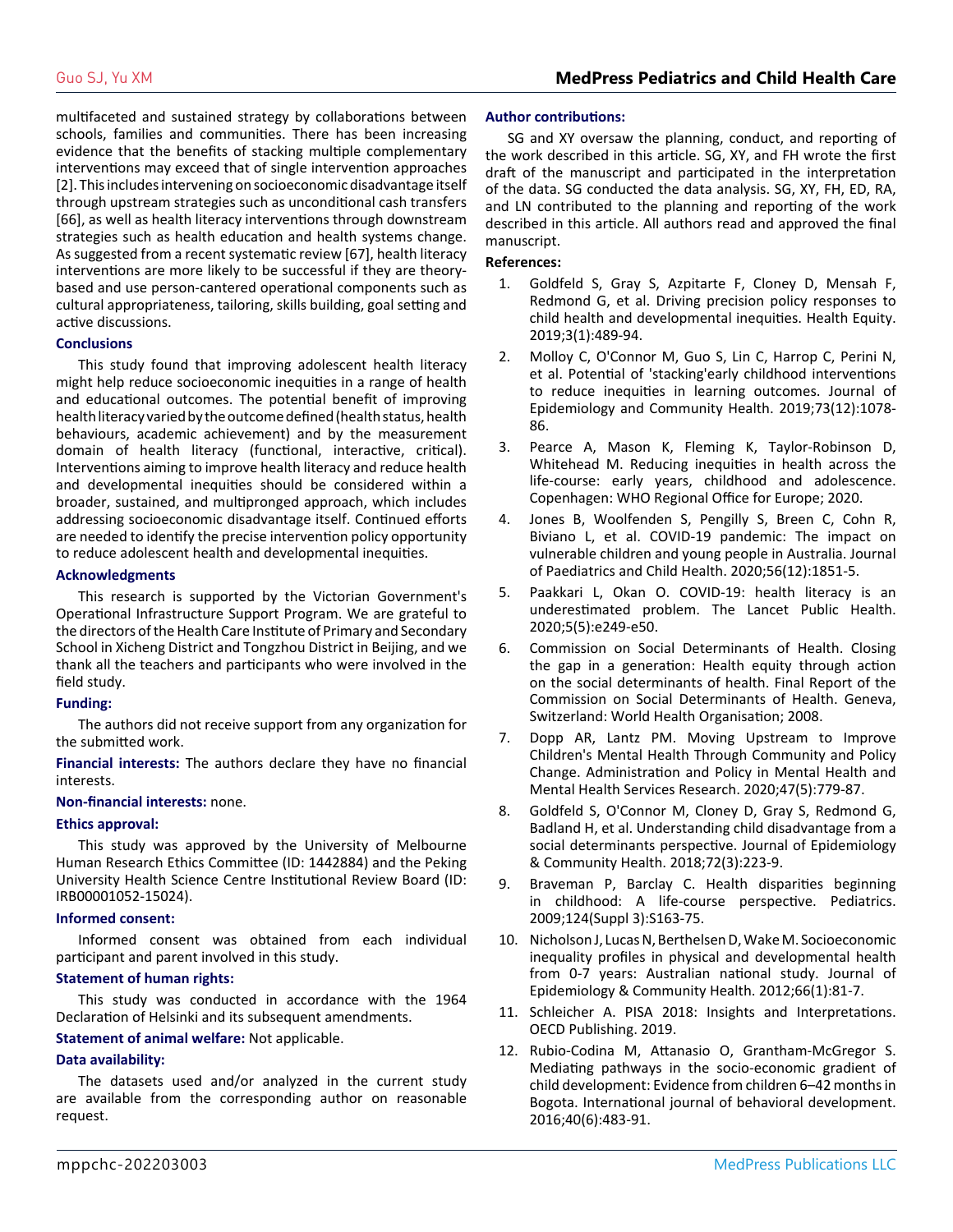multifaceted and sustained strategy by collaborations between schools, families and communities. There has been increasing evidence that the benefits of stacking multiple complementary interventions may exceed that of single intervention approaches [2]. This includes intervening on socioeconomic disadvantage itself through upstream strategies such as unconditional cash transfers [66], as well as health literacy interventions through downstream strategies such as health education and health systems change. As suggested from a recent systematic review [67], health literacy interventions are more likely to be successful if they are theory-based and use person-cantered operational components such as cultural appropriateness, tailoring, skills building, goal setting and active discussions.

## Conclusions

This study found that improving adolescent health literacy might help reduce socioeconomic inequities in a range of health and educational outcomes. The potential benefit of improving health literacy varied by the outcome defined (health status, health behaviours, academic achievement) and by the measurement domain of health literacy (functional, interactive, critical). Interventions aiming to improve health literacy and reduce health and developmental inequities should be considered within a broader, sustained, and multipronged approach, which includes addressing socioeconomic disadvantage itself. Continued efforts are needed to identify the precise intervention policy opportunity to reduce adolescent health and developmental inequities.

## Acknowledgments

This research is supported by the Victorian Government's Operational Infrastructure Support Program. We are grateful to the directors of the Health Care Institute of Primary and Secondary School in Xicheng District and Tongzhou District in Beijing, and we thank all the teachers and participants who were involved in the field study.

## Funding:

The authors did not receive support from any organization for the submitted work.

**Financial interests:** The authors declare they have no financial interests.

**Non-financial interests:** none.

## Ethics approval:

This study was approved by the University of Melbourne Human Research Ethics Committee (ID: 1442884) and the Peking University Health Science Centre Institutional Review Board (ID: IRB00001052-15024).

## Informed consent:

Informed consent was obtained from each individual participant and parent involved in this study.

## Statement of human rights:

This study was conducted in accordance with the 1964 Declaration of Helsinki and its subsequent amendments.

**Statement of animal welfare:** Not applicable.

## Data availability:

The datasets used and/or analyzed in the current study are available from the corresponding author on reasonable request.

## Author contributions:

SG and XY oversaw the planning, conduct, and reporting of the work described in this article. SG, XY, and FH wrote the first draft of the manuscript and participated in the interpretation of the data. SG conducted the data analysis. SG, XY, FH, ED, RA, and LN contributed to the planning and reporting of the work described in this article. All authors read and approved the final manuscript.

## References:

1. Goldfeld S, Gray S, Azpitarte F, Cloney D, Mensah F, Redmond G, et al. Driving precision policy responses to child health and developmental inequities. Health Equity. 2019;3(1):489-94.
2. Molloy C, O'Connor M, Guo S, Lin C, Harrop C, Perini N, et al. Potential of 'stacking'early childhood interventions to reduce inequities in learning outcomes. Journal of Epidemiology and Community Health. 2019;73(12):1078-86.
3. Pearce A, Mason K, Fleming K, Taylor-Robinson D, Whitehead M. Reducing inequities in health across the life-course: early years, childhood and adolescence. Copenhagen: WHO Regional Office for Europe; 2020.
4. Jones B, Woolfenden S, Pengilly S, Breen C, Cohn R, Biviano L, et al. COVID-19 pandemic: The impact on vulnerable children and young people in Australia. Journal of Paediatrics and Child Health. 2020;56(12):1851-5.
5. Paakkari L, Okan O. COVID-19: health literacy is an underestimated problem. The Lancet Public Health. 2020;5(5):e249-e50.
6. Commission on Social Determinants of Health. Closing the gap in a generation: Health equity through action on the social determinants of health. Final Report of the Commission on Social Determinants of Health. Geneva, Switzerland: World Health Organisation; 2008.
7. Dopp AR, Lantz PM. Moving Upstream to Improve Children's Mental Health Through Community and Policy Change. Administration and Policy in Mental Health and Mental Health Services Research. 2020;47(5):779-87.
8. Goldfeld S, O'Connor M, Cloney D, Gray S, Redmond G, Badland H, et al. Understanding child disadvantage from a social determinants perspective. Journal of Epidemiology & Community Health. 2018;72(3):223-9.
9. Braveman P, Barclay C. Health disparities beginning in childhood: A life-course perspective. Pediatrics. 2009;124(Suppl 3):S163-75.
10. Nicholson J, Lucas N, Berthelsen D, Wake M. Socioeconomic inequality profiles in physical and developmental health from 0-7 years: Australian national study. Journal of Epidemiology & Community Health. 2012;66(1):81-7.
11. Schleicher A. PISA 2018: Insights and Interpretations. OECD Publishing. 2019.
12. Rubio-Codina M, Attanasio O, Grantham-McGregor S. Mediating pathways in the socio-economic gradient of child development: Evidence from children 6–42 months in Bogota. International journal of behavioral development. 2016;40(6):483-91.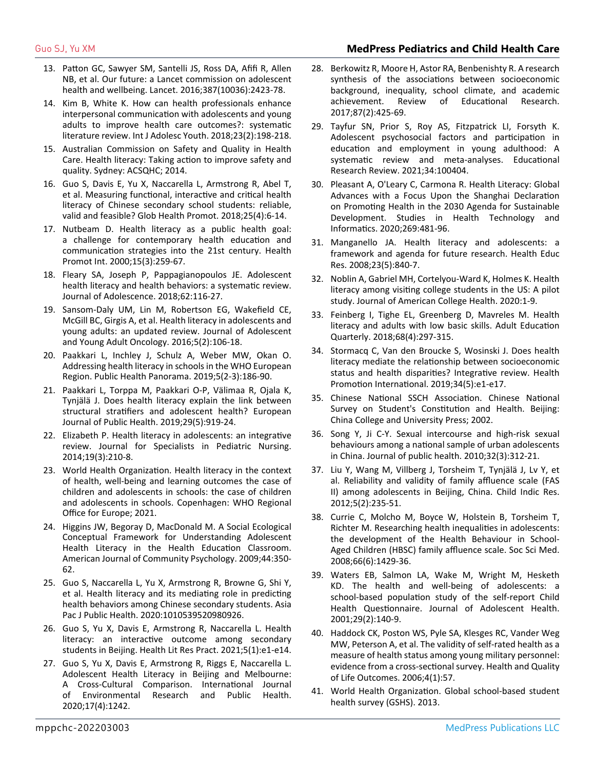13. Patton GC, Sawyer SM, Santelli JS, Ross DA, Afifi R, Allen NB, et al. Our future: a Lancet commission on adolescent health and wellbeing. Lancet. 2016;387(10036):2423-78.
14. Kim B, White K. How can health professionals enhance interpersonal communication with adolescents and young adults to improve health care outcomes?: systematic literature review. Int J Adolesc Youth. 2018;23(2):198-218.
15. Australian Commission on Safety and Quality in Health Care. Health literacy: Taking action to improve safety and quality. Sydney: ACSQHC; 2014.
16. Guo S, Davis E, Yu X, Naccarella L, Armstrong R, Abel T, et al. Measuring functional, interactive and critical health literacy of Chinese secondary school students: reliable, valid and feasible? Glob Health Promot. 2018;25(4):6-14.
17. Nutbeam D. Health literacy as a public health goal: a challenge for contemporary health education and communication strategies into the 21st century. Health Promot Int. 2000;15(3):259-67.
18. Fleary SA, Joseph P, Pappagianopoulos JE. Adolescent health literacy and health behaviors: a systematic review. Journal of Adolescence. 2018;62:116-27.
19. Sansom-Daly UM, Lin M, Robertson EG, Wakefield CE, McGill BC, Girgis A, et al. Health literacy in adolescents and young adults: an updated review. Journal of Adolescent and Young Adult Oncology. 2016;5(2):106-18.
20. Paakkari L, Inchley J, Schulz A, Weber MW, Okan O. Addressing health literacy in schools in the WHO European Region. Public Health Panorama. 2019;5(2-3):186-90.
21. Paakkari L, Torppa M, Paakkari O-P, Välimaa R, Ojala K, Tynjälä J. Does health literacy explain the link between structural stratifiers and adolescent health? European Journal of Public Health. 2019;29(5):919-24.
22. Elizabeth P. Health literacy in adolescents: an integrative review. Journal for Specialists in Pediatric Nursing. 2014;19(3):210-8.
23. World Health Organization. Health literacy in the context of health, well-being and learning outcomes the case of children and adolescents in schools: the case of children and adolescents in schools. Copenhagen: WHO Regional Office for Europe; 2021.
24. Higgins JW, Begoray D, MacDonald M. A Social Ecological Conceptual Framework for Understanding Adolescent Health Literacy in the Health Education Classroom. American Journal of Community Psychology. 2009;44:350-62.
25. Guo S, Naccarella L, Yu X, Armstrong R, Browne G, Shi Y, et al. Health literacy and its mediating role in predicting health behaviors among Chinese secondary students. Asia Pac J Public Health. 2020:1010539520980926.
26. Guo S, Yu X, Davis E, Armstrong R, Naccarella L. Health literacy: an interactive outcome among secondary students in Beijing. Health Lit Res Pract. 2021;5(1):e1-e14.
27. Guo S, Yu X, Davis E, Armstrong R, Riggs E, Naccarella L. Adolescent Health Literacy in Beijing and Melbourne: A Cross-Cultural Comparison. International Journal of Environmental Research and Public Health. 2020;17(4):1242.
28. Berkowitz R, Moore H, Astor RA, Benbenishty R. A research synthesis of the associations between socioeconomic background, inequality, school climate, and academic achievement. Review of Educational Research. 2017;87(2):425-69.
29. Tayfur SN, Prior S, Roy AS, Fitzpatrick LI, Forsyth K. Adolescent psychosocial factors and participation in education and employment in young adulthood: A systematic review and meta-analyses. Educational Research Review. 2021;34:100404.
30. Pleasant A, O'Leary C, Carmona R. Health Literacy: Global Advances with a Focus Upon the Shanghai Declaration on Promoting Health in the 2030 Agenda for Sustainable Development. Studies in Health Technology and Informatics. 2020;269:481-96.
31. Manganello JA. Health literacy and adolescents: a framework and agenda for future research. Health Educ Res. 2008;23(5):840-7.
32. Noblin A, Gabriel MH, Cortelyou-Ward K, Holmes K. Health literacy among visiting college students in the US: A pilot study. Journal of American College Health. 2020:1-9.
33. Feinberg I, Tighe EL, Greenberg D, Mavreles M. Health literacy and adults with low basic skills. Adult Education Quarterly. 2018;68(4):297-315.
34. Stormacq C, Van den Broucke S, Wosinski J. Does health literacy mediate the relationship between socioeconomic status and health disparities? Integrative review. Health Promotion International. 2019;34(5):e1-e17.
35. Chinese National SSCH Association. Chinese National Survey on Student's Constitution and Health. Beijing: China College and University Press; 2002.
36. Song Y, Ji C-Y. Sexual intercourse and high-risk sexual behaviours among a national sample of urban adolescents in China. Journal of public health. 2010;32(3):312-21.
37. Liu Y, Wang M, Villberg J, Torsheim T, Tynjälä J, Lv Y, et al. Reliability and validity of family affluence scale (FAS II) among adolescents in Beijing, China. Child Indic Res. 2012;5(2):235-51.
38. Currie C, Molcho M, Boyce W, Holstein B, Torsheim T, Richter M. Researching health inequalities in adolescents: the development of the Health Behaviour in School-Aged Children (HBSC) family affluence scale. Soc Sci Med. 2008;66(6):1429-36.
39. Waters EB, Salmon LA, Wake M, Wright M, Hesketh KD. The health and well-being of adolescents: a school-based population study of the self-report Child Health Questionnaire. Journal of Adolescent Health. 2001;29(2):140-9.
40. Haddock CK, Poston WS, Pyle SA, Klesges RC, Vander Weg MW, Peterson A, et al. The validity of self-rated health as a measure of health status among young military personnel: evidence from a cross-sectional survey. Health and Quality of Life Outcomes. 2006;4(1):57.
41. World Health Organization. Global school-based student health survey (GSHS). 2013.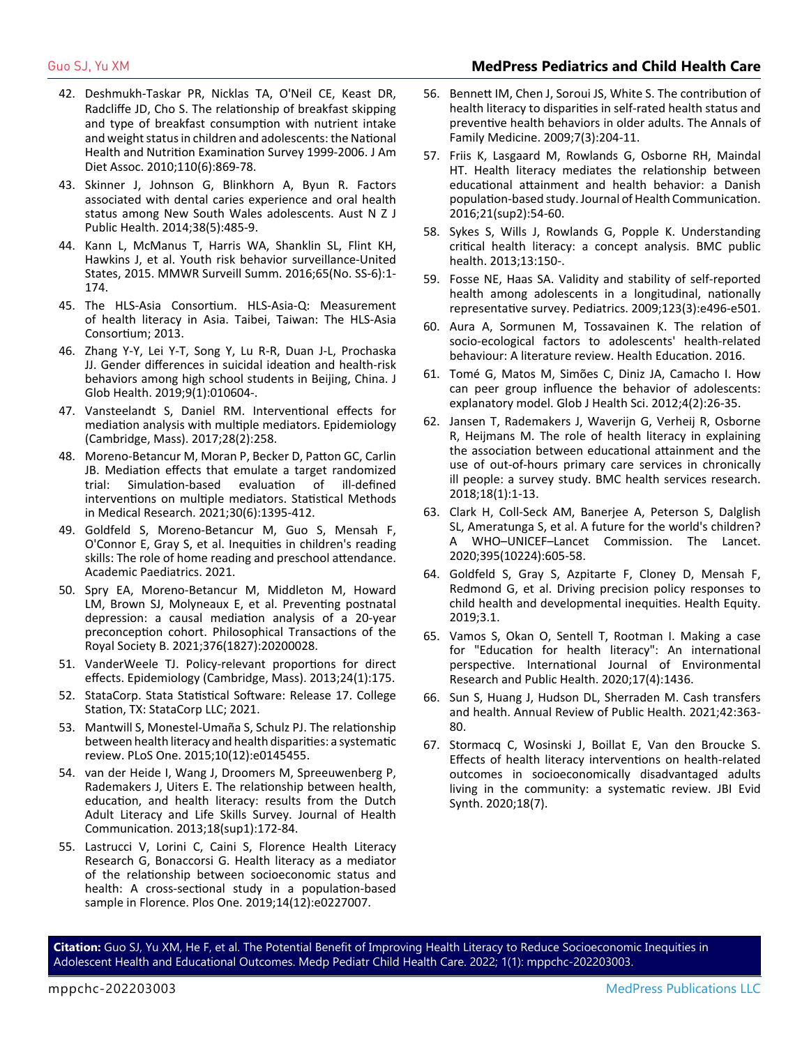42. Deshmukh-Taskar PR, Nicklas TA, O'Neil CE, Keast DR, Radcliffe JD, Cho S. The relationship of breakfast skipping and type of breakfast consumption with nutrient intake and weight status in children and adolescents: the National Health and Nutrition Examination Survey 1999-2006. J Am Diet Assoc. 2010;110(6):869-78.
43. Skinner J, Johnson G, Blinkhorn A, Byun R. Factors associated with dental caries experience and oral health status among New South Wales adolescents. Aust N Z J Public Health. 2014;38(5):485-9.
44. Kann L, McManus T, Harris WA, Shanklin SL, Flint KH, Hawkins J, et al. Youth risk behavior surveillance-United States, 2015. MMWR Surveill Summ. 2016;65(No. SS-6):1-174.
45. The HLS-Asia Consortium. HLS-Asia-Q: Measurement of health literacy in Asia. Taibei, Taiwan: The HLS-Asia Consortium; 2013.
46. Zhang Y-Y, Lei Y-T, Song Y, Lu R-R, Duan J-L, Prochaska JJ. Gender differences in suicidal ideation and health-risk behaviors among high school students in Beijing, China. J Glob Health. 2019;9(1):010604-.
47. Vansteelandt S, Daniel RM. Interventional effects for mediation analysis with multiple mediators. Epidemiology (Cambridge, Mass). 2017;28(2):258.
48. Moreno-Betancur M, Moran P, Becker D, Patton GC, Carlin JB. Mediation effects that emulate a target randomized trial: Simulation-based evaluation of ill-defined interventions on multiple mediators. Statistical Methods in Medical Research. 2021;30(6):1395-412.
49. Goldfeld S, Moreno-Betancur M, Guo S, Mensah F, O'Connor E, Gray S, et al. Inequities in children's reading skills: The role of home reading and preschool attendance. Academic Paediatrics. 2021.
50. Spry EA, Moreno-Betancur M, Middleton M, Howard LM, Brown SJ, Molyneaux E, et al. Preventing postnatal depression: a causal mediation analysis of a 20-year preconception cohort. Philosophical Transactions of the Royal Society B. 2021;376(1827):20200028.
51. VanderWeele TJ. Policy-relevant proportions for direct effects. Epidemiology (Cambridge, Mass). 2013;24(1):175.
52. StataCorp. Stata Statistical Software: Release 17. College Station, TX: StataCorp LLC; 2021.
53. Mantwill S, Monestel-Umaña S, Schulz PJ. The relationship between health literacy and health disparities: a systematic review. PLoS One. 2015;10(12):e0145455.
54. van der Heide I, Wang J, Droomers M, Spreeuwenberg P, Rademakers J, Uiters E. The relationship between health, education, and health literacy: results from the Dutch Adult Literacy and Life Skills Survey. Journal of Health Communication. 2013;18(sup1):172-84.
55. Lastrucci V, Lorini C, Caini S, Florence Health Literacy Research G, Bonaccorsi G. Health literacy as a mediator of the relationship between socioeconomic status and health: A cross-sectional study in a population-based sample in Florence. Plos One. 2019;14(12):e0227007.
56. Bennett IM, Chen J, Soroui JS, White S. The contribution of health literacy to disparities in self-rated health status and preventive health behaviors in older adults. The Annals of Family Medicine. 2009;7(3):204-11.
57. Friis K, Lasgaard M, Rowlands G, Osborne RH, Maindal HT. Health literacy mediates the relationship between educational attainment and health behavior: a Danish population-based study. Journal of Health Communication. 2016;21(sup2):54-60.
58. Sykes S, Wills J, Rowlands G, Popple K. Understanding critical health literacy: a concept analysis. BMC public health. 2013;13:150-.
59. Fosse NE, Haas SA. Validity and stability of self-reported health among adolescents in a longitudinal, nationally representative survey. Pediatrics. 2009;123(3):e496-e501.
60. Aura A, Sormunen M, Tossavainen K. The relation of socio-ecological factors to adolescents' health-related behaviour: A literature review. Health Education. 2016.
61. Tomé G, Matos M, Simões C, Diniz JA, Camacho I. How can peer group influence the behavior of adolescents: explanatory model. Glob J Health Sci. 2012;4(2):26-35.
62. Jansen T, Rademakers J, Waverijn G, Verheij R, Osborne R, Heijmans M. The role of health literacy in explaining the association between educational attainment and the use of out-of-hours primary care services in chronically ill people: a survey study. BMC health services research. 2018;18(1):1-13.
63. Clark H, Coll-Seck AM, Banerjee A, Peterson S, Dalglish SL, Ameratunga S, et al. A future for the world's children? A WHO–UNICEF–Lancet Commission. The Lancet. 2020;395(10224):605-58.
64. Goldfeld S, Gray S, Azpitarte F, Cloney D, Mensah F, Redmond G, et al. Driving precision policy responses to child health and developmental inequities. Health Equity. 2019;3.1.
65. Vamos S, Okan O, Sentell T, Rootman I. Making a case for "Education for health literacy": An international perspective. International Journal of Environmental Research and Public Health. 2020;17(4):1436.
66. Sun S, Huang J, Hudson DL, Sherraden M. Cash transfers and health. Annual Review of Public Health. 2021;42:363-80.
67. Stormacq C, Wosinski J, Boillat E, Van den Broucke S. Effects of health literacy interventions on health-related outcomes in socioeconomically disadvantaged adults living in the community: a systematic review. JBI Evid Synth. 2020;18(7).

**Citation:** Guo SJ, Yu XM, He F, et al. The Potential Benefit of Improving Health Literacy to Reduce Socioeconomic Inequities in Adolescent Health and Educational Outcomes. Medp Pediatr Child Health Care. 2022; 1(1): mppchc-202203003.